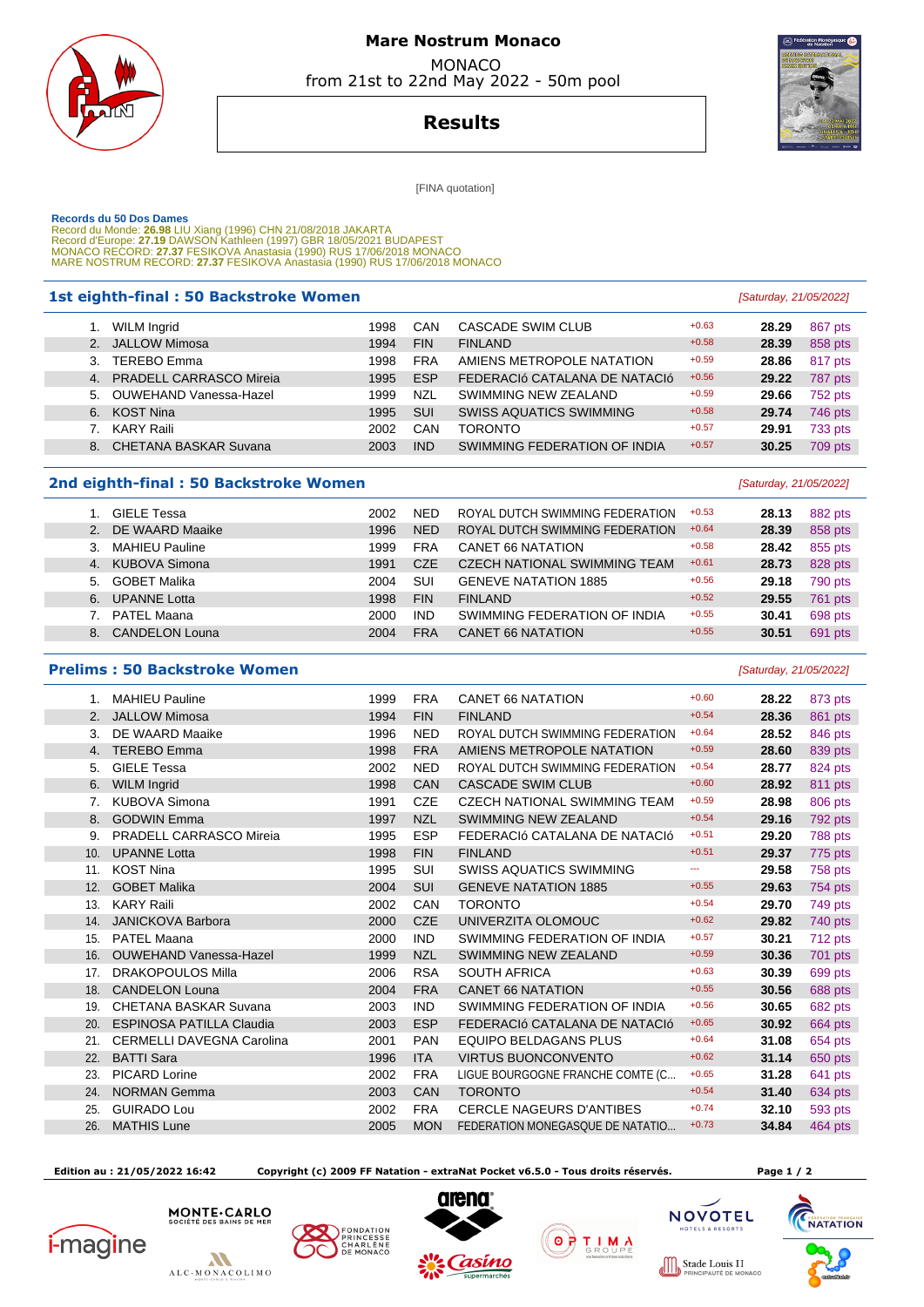# Mare Nostrum Monaco

MONACO
from 21st to 22nd May 2022 - 50m pool

## Results

[FINA quotation]

**Records du 50 Dos Dames**
Record du Monde: **26.98** LIU Xiang (1996) CHN 21/08/2018 JAKARTA
Record d'Europe: **27.19** DAWSON Kathleen (1997) GBR 18/05/2021 BUDAPEST
MONACO RECORD: **27.37** FESIKOVA Anastasia (1990) RUS 17/06/2018 MONACO
MARE NOSTRUM RECORD: **27.37** FESIKOVA Anastasia (1990) RUS 17/06/2018 MONACO

### 1st eighth-final : 50 Backstroke Women

*[Saturday, 21/05/2022]*

| | Name | Year | Nat | Club | RT | Time | Points |
|---|---|---|---|---|---|---|---|
| 1. | WILM Ingrid | 1998 | CAN | CASCADE SWIM CLUB | +0.63 | **28.29** | 867 pts |
| 2. | JALLOW Mimosa | 1994 | FIN | FINLAND | +0.58 | **28.39** | 858 pts |
| 3. | TEREBO Emma | 1998 | FRA | AMIENS METROPOLE NATATION | +0.59 | **28.86** | 817 pts |
| 4. | PRADELL CARRASCO Mireia | 1995 | ESP | FEDERACIó CATALANA DE NATACIó | +0.56 | **29.22** | 787 pts |
| 5. | OUWEHAND Vanessa-Hazel | 1999 | NZL | SWIMMING NEW ZEALAND | +0.59 | **29.66** | 752 pts |
| 6. | KOST Nina | 1995 | SUI | SWISS AQUATICS SWIMMING | +0.58 | **29.74** | 746 pts |
| 7. | KARY Raili | 2002 | CAN | TORONTO | +0.57 | **29.91** | 733 pts |
| 8. | CHETANA BASKAR Suvana | 2003 | IND | SWIMMING FEDERATION OF INDIA | +0.57 | **30.25** | 709 pts |

### 2nd eighth-final : 50 Backstroke Women

*[Saturday, 21/05/2022]*

| | Name | Year | Nat | Club | RT | Time | Points |
|---|---|---|---|---|---|---|---|
| 1. | GIELE Tessa | 2002 | NED | ROYAL DUTCH SWIMMING FEDERATION | +0.53 | **28.13** | 882 pts |
| 2. | DE WAARD Maaike | 1996 | NED | ROYAL DUTCH SWIMMING FEDERATION | +0.64 | **28.39** | 858 pts |
| 3. | MAHIEU Pauline | 1999 | FRA | CANET 66 NATATION | +0.58 | **28.42** | 855 pts |
| 4. | KUBOVA Simona | 1991 | CZE | CZECH NATIONAL SWIMMING TEAM | +0.61 | **28.73** | 828 pts |
| 5. | GOBET Malika | 2004 | SUI | GENEVE NATATION 1885 | +0.56 | **29.18** | 790 pts |
| 6. | UPANNE Lotta | 1998 | FIN | FINLAND | +0.52 | **29.55** | 761 pts |
| 7. | PATEL Maana | 2000 | IND | SWIMMING FEDERATION OF INDIA | +0.55 | **30.41** | 698 pts |
| 8. | CANDELON Louna | 2004 | FRA | CANET 66 NATATION | +0.55 | **30.51** | 691 pts |

### Prelims : 50 Backstroke Women

*[Saturday, 21/05/2022]*

| | Name | Year | Nat | Club | RT | Time | Points |
|---|---|---|---|---|---|---|---|
| 1. | MAHIEU Pauline | 1999 | FRA | CANET 66 NATATION | +0.60 | **28.22** | 873 pts |
| 2. | JALLOW Mimosa | 1994 | FIN | FINLAND | +0.54 | **28.36** | 861 pts |
| 3. | DE WAARD Maaike | 1996 | NED | ROYAL DUTCH SWIMMING FEDERATION | +0.64 | **28.52** | 846 pts |
| 4. | TEREBO Emma | 1998 | FRA | AMIENS METROPOLE NATATION | +0.59 | **28.60** | 839 pts |
| 5. | GIELE Tessa | 2002 | NED | ROYAL DUTCH SWIMMING FEDERATION | +0.54 | **28.77** | 824 pts |
| 6. | WILM Ingrid | 1998 | CAN | CASCADE SWIM CLUB | +0.60 | **28.92** | 811 pts |
| 7. | KUBOVA Simona | 1991 | CZE | CZECH NATIONAL SWIMMING TEAM | +0.59 | **28.98** | 806 pts |
| 8. | GODWIN Emma | 1997 | NZL | SWIMMING NEW ZEALAND | +0.54 | **29.16** | 792 pts |
| 9. | PRADELL CARRASCO Mireia | 1995 | ESP | FEDERACIó CATALANA DE NATACIó | +0.51 | **29.20** | 788 pts |
| 10. | UPANNE Lotta | 1998 | FIN | FINLAND | +0.51 | **29.37** | 775 pts |
| 11. | KOST Nina | 1995 | SUI | SWISS AQUATICS SWIMMING | --- | **29.58** | 758 pts |
| 12. | GOBET Malika | 2004 | SUI | GENEVE NATATION 1885 | +0.55 | **29.63** | 754 pts |
| 13. | KARY Raili | 2002 | CAN | TORONTO | +0.54 | **29.70** | 749 pts |
| 14. | JANICKOVA Barbora | 2000 | CZE | UNIVERZITA OLOMOUC | +0.62 | **29.82** | 740 pts |
| 15. | PATEL Maana | 2000 | IND | SWIMMING FEDERATION OF INDIA | +0.57 | **30.21** | 712 pts |
| 16. | OUWEHAND Vanessa-Hazel | 1999 | NZL | SWIMMING NEW ZEALAND | +0.59 | **30.36** | 701 pts |
| 17. | DRAKOPOULOS Milla | 2006 | RSA | SOUTH AFRICA | +0.63 | **30.39** | 699 pts |
| 18. | CANDELON Louna | 2004 | FRA | CANET 66 NATATION | +0.55 | **30.56** | 688 pts |
| 19. | CHETANA BASKAR Suvana | 2003 | IND | SWIMMING FEDERATION OF INDIA | +0.56 | **30.65** | 682 pts |
| 20. | ESPINOSA PATILLA Claudia | 2003 | ESP | FEDERACIó CATALANA DE NATACIó | +0.65 | **30.92** | 664 pts |
| 21. | CERMELLI DAVEGNA Carolina | 2001 | PAN | EQUIPO BELDAGANS PLUS | +0.64 | **31.08** | 654 pts |
| 22. | BATTI Sara | 1996 | ITA | VIRTUS BUONCONVENTO | +0.62 | **31.14** | 650 pts |
| 23. | PICARD Lorine | 2002 | FRA | LIGUE BOURGOGNE FRANCHE COMTE (C... | +0.65 | **31.28** | 641 pts |
| 24. | NORMAN Gemma | 2003 | CAN | TORONTO | +0.54 | **31.40** | 634 pts |
| 25. | GUIRADO Lou | 2002 | FRA | CERCLE NAGEURS D'ANTIBES | +0.74 | **32.10** | 593 pts |
| 26. | MATHIS Lune | 2005 | MON | FEDERATION MONEGASQUE DE NATATIO... | +0.73 | **34.84** | 464 pts |

**Edition au : 21/05/2022 16:42** **Copyright (c) 2009 FF Natation - extraNat Pocket v6.5.0 - Tous droits réservés.**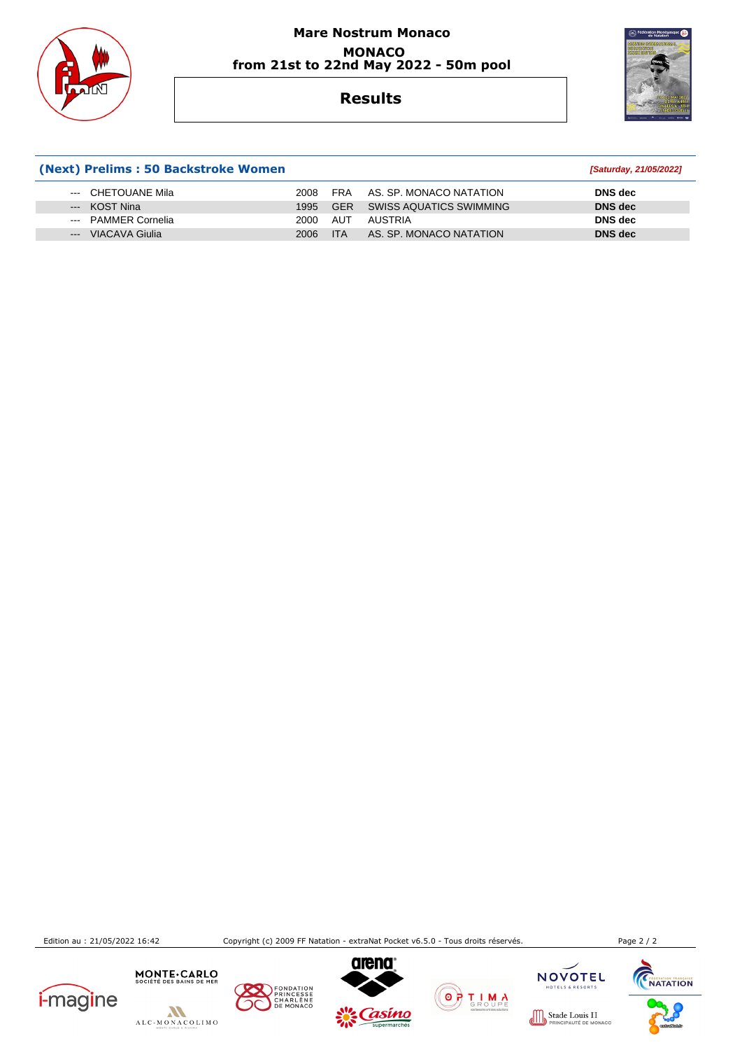# Mare Nostrum Monaco

**MONACO**
**from 21st to 22nd May 2022 - 50m pool**

## Results

### (Next) Prelims : 50 Backstroke Women

*[Saturday, 21/05/2022]*

| | | | | | |
|---|---|---|---|---|---|
| --- | CHETOUANE Mila | 2008 | FRA | AS. SP. MONACO NATATION | **DNS dec** |
| --- | KOST Nina | 1995 | GER | SWISS AQUATICS SWIMMING | **DNS dec** |
| --- | PAMMER Cornelia | 2000 | AUT | AUSTRIA | **DNS dec** |
| --- | VIACAVA Giulia | 2006 | ITA | AS. SP. MONACO NATATION | **DNS dec** |

Edition au : 21/05/2022 16:42

Copyright (c) 2009 FF Natation - extraNat Pocket v6.5.0 - Tous droits réservés.